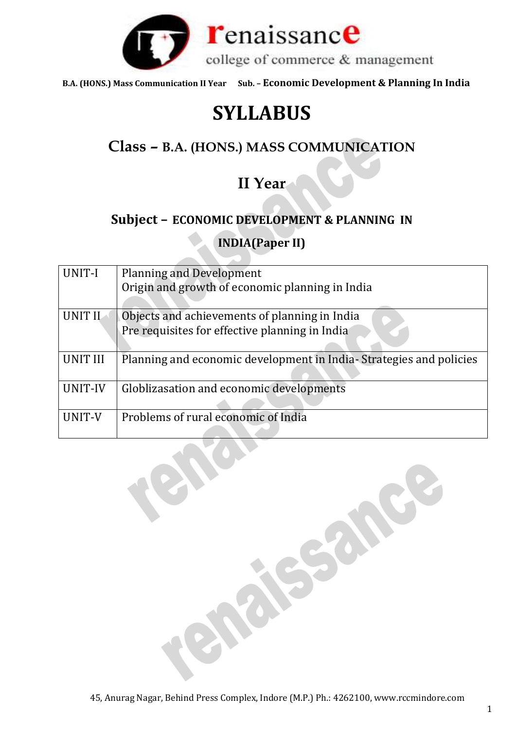# SYLLABUS

## Class – B.A. (HONS.) MASS COMMUNICATION

## II Year

### Subject – ECONOMIC DEVELOPMENT & PLANNING IN INDIA(Paper II)

| | |
|---|---|
| UNIT-I | Planning and Development<br>Origin and growth of economic planning in India |
| UNIT II | Objects and achievements of planning in India<br>Pre requisites for effective planning in India |
| UNIT III | Planning and economic development in India- Strategies and policies |
| UNIT-IV | Globlizasation and economic developments |
| UNIT-V | Problems of rural economic of India |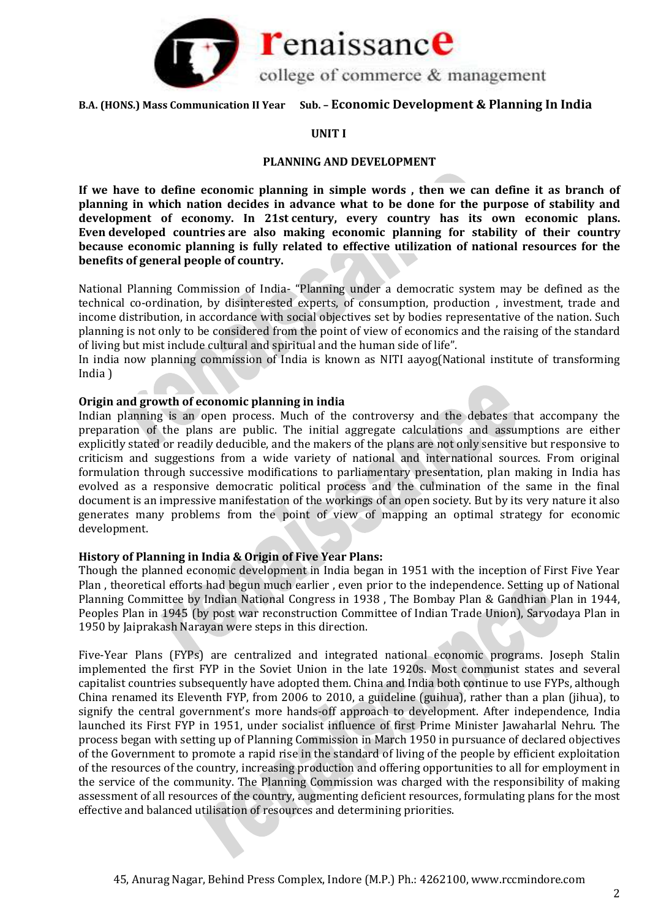**B.A. (HONS.) Mass Communication II Year Sub. – Economic Development & Planning In India**

## UNIT I

## PLANNING AND DEVELOPMENT

**If we have to define economic planning in simple words , then we can define it as branch of planning in which nation decides in advance what to be done for the purpose of stability and development of economy. In 21st century, every country has its own economic plans. Even developed countries are also making economic planning for stability of their country because economic planning is fully related to effective utilization of national resources for the benefits of general people of country.**

National Planning Commission of India- "Planning under a democratic system may be defined as the technical co-ordination, by disinterested experts, of consumption, production , investment, trade and income distribution, in accordance with social objectives set by bodies representative of the nation. Such planning is not only to be considered from the point of view of economics and the raising of the standard of living but mist include cultural and spiritual and the human side of life".

In india now planning commission of India is known as NITI aayog(National institute of transforming India )

### Origin and growth of economic planning in india

Indian planning is an open process. Much of the controversy and the debates that accompany the preparation of the plans are public. The initial aggregate calculations and assumptions are either explicitly stated or readily deducible, and the makers of the plans are not only sensitive but responsive to criticism and suggestions from a wide variety of national and international sources. From original formulation through successive modifications to parliamentary presentation, plan making in India has evolved as a responsive democratic political process and the culmination of the same in the final document is an impressive manifestation of the workings of an open society. But by its very nature it also generates many problems from the point of view of mapping an optimal strategy for economic development.

### History of Planning in India & Origin of Five Year Plans:

Though the planned economic development in India began in 1951 with the inception of First Five Year Plan , theoretical efforts had begun much earlier , even prior to the independence. Setting up of National Planning Committee by Indian National Congress in 1938 , The Bombay Plan & Gandhian Plan in 1944, Peoples Plan in 1945 (by post war reconstruction Committee of Indian Trade Union), Sarvodaya Plan in 1950 by Jaiprakash Narayan were steps in this direction.

Five-Year Plans (FYPs) are centralized and integrated national economic programs. Joseph Stalin implemented the first FYP in the Soviet Union in the late 1920s. Most communist states and several capitalist countries subsequently have adopted them. China and India both continue to use FYPs, although China renamed its Eleventh FYP, from 2006 to 2010, a guideline (guihua), rather than a plan (jihua), to signify the central government's more hands-off approach to development. After independence, India launched its First FYP in 1951, under socialist influence of first Prime Minister Jawaharlal Nehru. The process began with setting up of Planning Commission in March 1950 in pursuance of declared objectives of the Government to promote a rapid rise in the standard of living of the people by efficient exploitation of the resources of the country, increasing production and offering opportunities to all for employment in the service of the community. The Planning Commission was charged with the responsibility of making assessment of all resources of the country, augmenting deficient resources, formulating plans for the most effective and balanced utilisation of resources and determining priorities.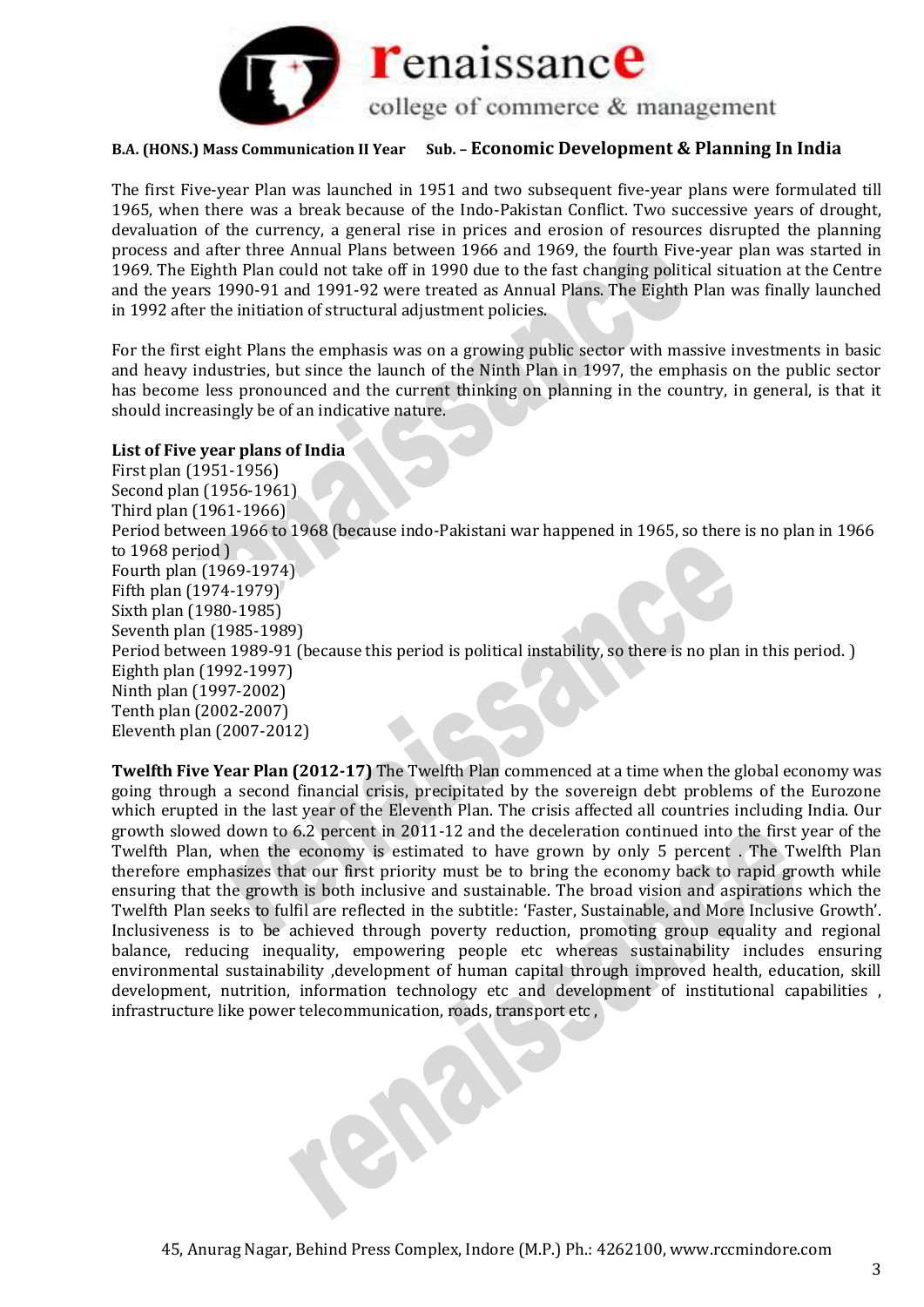The first Five-year Plan was launched in 1951 and two subsequent five-year plans were formulated till 1965, when there was a break because of the Indo-Pakistan Conflict. Two successive years of drought, devaluation of the currency, a general rise in prices and erosion of resources disrupted the planning process and after three Annual Plans between 1966 and 1969, the fourth Five-year plan was started in 1969. The Eighth Plan could not take off in 1990 due to the fast changing political situation at the Centre and the years 1990-91 and 1991-92 were treated as Annual Plans. The Eighth Plan was finally launched in 1992 after the initiation of structural adjustment policies.

For the first eight Plans the emphasis was on a growing public sector with massive investments in basic and heavy industries, but since the launch of the Ninth Plan in 1997, the emphasis on the public sector has become less pronounced and the current thinking on planning in the country, in general, is that it should increasingly be of an indicative nature.

**List of Five year plans of India**

First plan (1951-1956)
Second plan (1956-1961)
Third plan (1961-1966)
Period between 1966 to 1968 (because indo-Pakistani war happened in 1965, so there is no plan in 1966 to 1968 period )
Fourth plan (1969-1974)
Fifth plan (1974-1979)
Sixth plan (1980-1985)
Seventh plan (1985-1989)
Period between 1989-91 (because this period is political instability, so there is no plan in this period. )
Eighth plan (1992-1997)
Ninth plan (1997-2002)
Tenth plan (2002-2007)
Eleventh plan (2007-2012)

**Twelfth Five Year Plan (2012-17)** The Twelfth Plan commenced at a time when the global economy was going through a second financial crisis, precipitated by the sovereign debt problems of the Eurozone which erupted in the last year of the Eleventh Plan. The crisis affected all countries including India. Our growth slowed down to 6.2 percent in 2011-12 and the deceleration continued into the first year of the Twelfth Plan, when the economy is estimated to have grown by only 5 percent . The Twelfth Plan therefore emphasizes that our first priority must be to bring the economy back to rapid growth while ensuring that the growth is both inclusive and sustainable. The broad vision and aspirations which the Twelfth Plan seeks to fulfil are reflected in the subtitle: 'Faster, Sustainable, and More Inclusive Growth'. Inclusiveness is to be achieved through poverty reduction, promoting group equality and regional balance, reducing inequality, empowering people etc whereas sustainability includes ensuring environmental sustainability ,development of human capital through improved health, education, skill development, nutrition, information technology etc and development of institutional capabilities , infrastructure like power telecommunication, roads, transport etc ,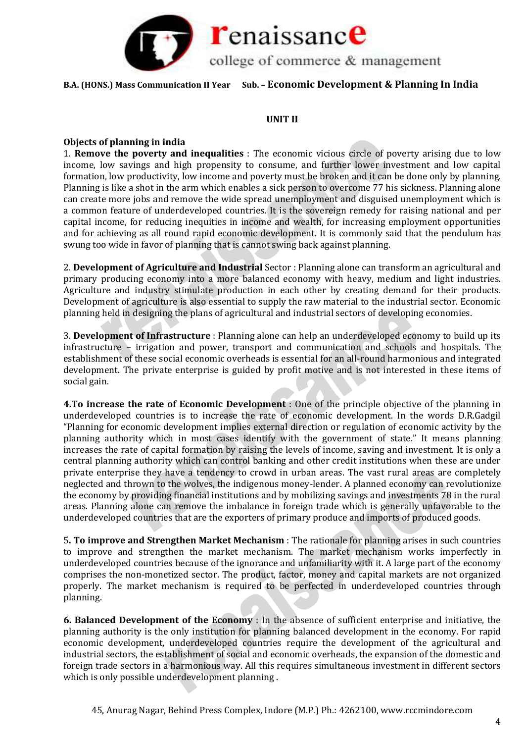## UNIT II

**Objects of planning in india**

1. **Remove the poverty and inequalities** : The economic vicious circle of poverty arising due to low income, low savings and high propensity to consume, and further lower investment and low capital formation, low productivity, low income and poverty must be broken and it can be done only by planning. Planning is like a shot in the arm which enables a sick person to overcome 77 his sickness. Planning alone can create more jobs and remove the wide spread unemployment and disguised unemployment which is a common feature of underdeveloped countries. It is the sovereign remedy for raising national and per capital income, for reducing inequities in income and wealth, for increasing employment opportunities and for achieving as all round rapid economic development. It is commonly said that the pendulum has swung too wide in favor of planning that is cannot swing back against planning.

2. **Development of Agriculture and Industrial** Sector : Planning alone can transform an agricultural and primary producing economy into a more balanced economy with heavy, medium and light industries. Agriculture and industry stimulate production in each other by creating demand for their products. Development of agriculture is also essential to supply the raw material to the industrial sector. Economic planning held in designing the plans of agricultural and industrial sectors of developing economies.

3. **Development of Infrastructure** : Planning alone can help an underdeveloped economy to build up its infrastructure – irrigation and power, transport and communication and schools and hospitals. The establishment of these social economic overheads is essential for an all-round harmonious and integrated development. The private enterprise is guided by profit motive and is not interested in these items of social gain.

**4.To increase the rate of Economic Development** : One of the principle objective of the planning in underdeveloped countries is to increase the rate of economic development. In the words D.R.Gadgil "Planning for economic development implies external direction or regulation of economic activity by the planning authority which in most cases identify with the government of state." It means planning increases the rate of capital formation by raising the levels of income, saving and investment. It is only a central planning authority which can control banking and other credit institutions when these are under private enterprise they have a tendency to crowd in urban areas. The vast rural areas are completely neglected and thrown to the wolves, the indigenous money-lender. A planned economy can revolutionize the economy by providing financial institutions and by mobilizing savings and investments 78 in the rural areas. Planning alone can remove the imbalance in foreign trade which is generally unfavorable to the underdeveloped countries that are the exporters of primary produce and imports of produced goods.

5**. To improve and Strengthen Market Mechanism** : The rationale for planning arises in such countries to improve and strengthen the market mechanism. The market mechanism works imperfectly in underdeveloped countries because of the ignorance and unfamiliarity with it. A large part of the economy comprises the non-monetized sector. The product, factor, money and capital markets are not organized properly. The market mechanism is required to be perfected in underdeveloped countries through planning.

**6. Balanced Development of the Economy** : In the absence of sufficient enterprise and initiative, the planning authority is the only institution for planning balanced development in the economy. For rapid economic development, underdeveloped countries require the development of the agricultural and industrial sectors, the establishment of social and economic overheads, the expansion of the domestic and foreign trade sectors in a harmonious way. All this requires simultaneous investment in different sectors which is only possible underdevelopment planning .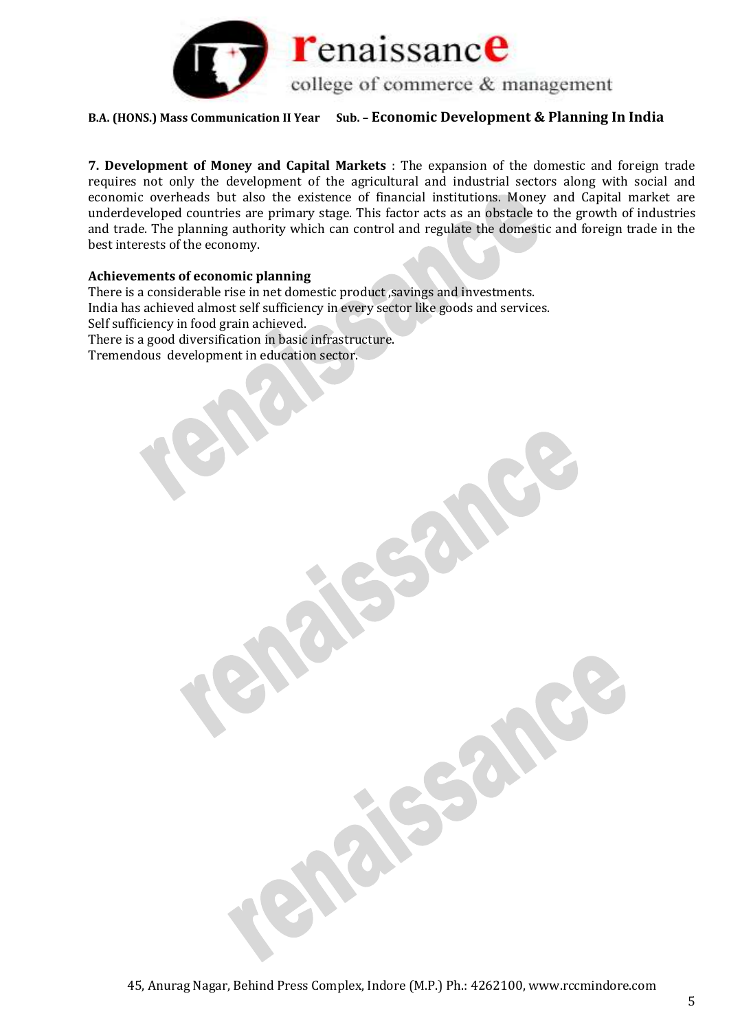**7. Development of Money and Capital Markets** : The expansion of the domestic and foreign trade requires not only the development of the agricultural and industrial sectors along with social and economic overheads but also the existence of financial institutions. Money and Capital market are underdeveloped countries are primary stage. This factor acts as an obstacle to the growth of industries and trade. The planning authority which can control and regulate the domestic and foreign trade in the best interests of the economy.

**Achievements of economic planning**

There is a considerable rise in net domestic product ,savings and investments.
India has achieved almost self sufficiency in every sector like goods and services.
Self sufficiency in food grain achieved.
There is a good diversification in basic infrastructure.
Tremendous development in education sector.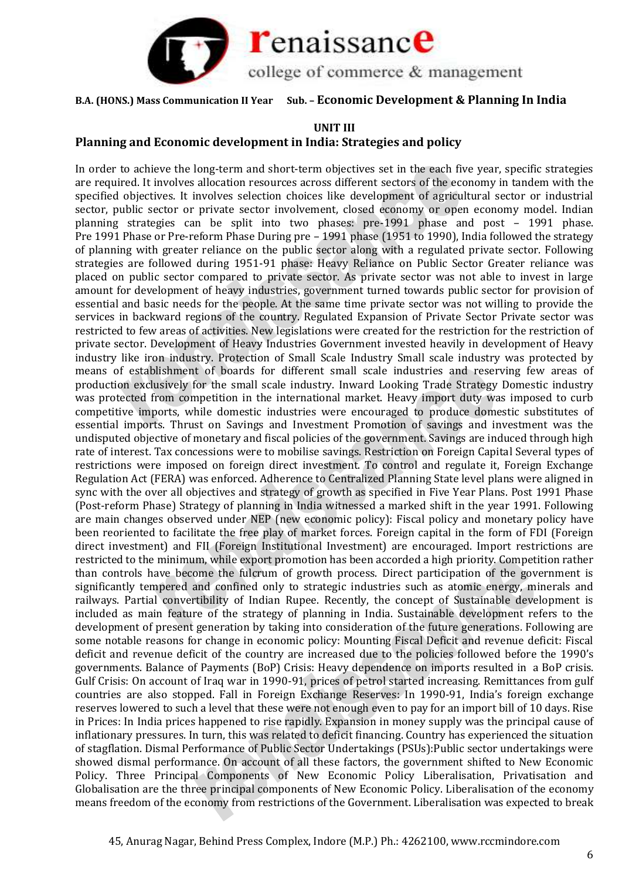**B.A. (HONS.) Mass Communication II Year Sub. – Economic Development & Planning In India**

**UNIT III**

## Planning and Economic development in India: Strategies and policy

In order to achieve the long-term and short-term objectives set in the each five year, specific strategies are required. It involves allocation resources across different sectors of the economy in tandem with the specified objectives. It involves selection choices like development of agricultural sector or industrial sector, public sector or private sector involvement, closed economy or open economy model. Indian planning strategies can be split into two phases: pre-1991 phase and post – 1991 phase. Pre 1991 Phase or Pre-reform Phase During pre – 1991 phase (1951 to 1990), India followed the strategy of planning with greater reliance on the public sector along with a regulated private sector. Following strategies are followed during 1951-91 phase: Heavy Reliance on Public Sector Greater reliance was placed on public sector compared to private sector. As private sector was not able to invest in large amount for development of heavy industries, government turned towards public sector for provision of essential and basic needs for the people. At the same time private sector was not willing to provide the services in backward regions of the country. Regulated Expansion of Private Sector Private sector was restricted to few areas of activities. New legislations were created for the restriction for the restriction of private sector. Development of Heavy Industries Government invested heavily in development of Heavy industry like iron industry. Protection of Small Scale Industry Small scale industry was protected by means of establishment of boards for different small scale industries and reserving few areas of production exclusively for the small scale industry. Inward Looking Trade Strategy Domestic industry was protected from competition in the international market. Heavy import duty was imposed to curb competitive imports, while domestic industries were encouraged to produce domestic substitutes of essential imports. Thrust on Savings and Investment Promotion of savings and investment was the undisputed objective of monetary and fiscal policies of the government. Savings are induced through high rate of interest. Tax concessions were to mobilise savings. Restriction on Foreign Capital Several types of restrictions were imposed on foreign direct investment. To control and regulate it, Foreign Exchange Regulation Act (FERA) was enforced. Adherence to Centralized Planning State level plans were aligned in sync with the over all objectives and strategy of growth as specified in Five Year Plans. Post 1991 Phase (Post-reform Phase) Strategy of planning in India witnessed a marked shift in the year 1991. Following are main changes observed under NEP (new economic policy): Fiscal policy and monetary policy have been reoriented to facilitate the free play of market forces. Foreign capital in the form of FDI (Foreign direct investment) and FII (Foreign Institutional Investment) are encouraged. Import restrictions are restricted to the minimum, while export promotion has been accorded a high priority. Competition rather than controls have become the fulcrum of growth process. Direct participation of the government is significantly tempered and confined only to strategic industries such as atomic energy, minerals and railways. Partial convertibility of Indian Rupee. Recently, the concept of Sustainable development is included as main feature of the strategy of planning in India. Sustainable development refers to the development of present generation by taking into consideration of the future generations. Following are some notable reasons for change in economic policy: Mounting Fiscal Deficit and revenue deficit: Fiscal deficit and revenue deficit of the country are increased due to the policies followed before the 1990's governments. Balance of Payments (BoP) Crisis: Heavy dependence on imports resulted in a BoP crisis. Gulf Crisis: On account of Iraq war in 1990-91, prices of petrol started increasing. Remittances from gulf countries are also stopped. Fall in Foreign Exchange Reserves: In 1990-91, India's foreign exchange reserves lowered to such a level that these were not enough even to pay for an import bill of 10 days. Rise in Prices: In India prices happened to rise rapidly. Expansion in money supply was the principal cause of inflationary pressures. In turn, this was related to deficit financing. Country has experienced the situation of stagflation. Dismal Performance of Public Sector Undertakings (PSUs):Public sector undertakings were showed dismal performance. On account of all these factors, the government shifted to New Economic Policy. Three Principal Components of New Economic Policy Liberalisation, Privatisation and Globalisation are the three principal components of New Economic Policy. Liberalisation of the economy means freedom of the economy from restrictions of the Government. Liberalisation was expected to break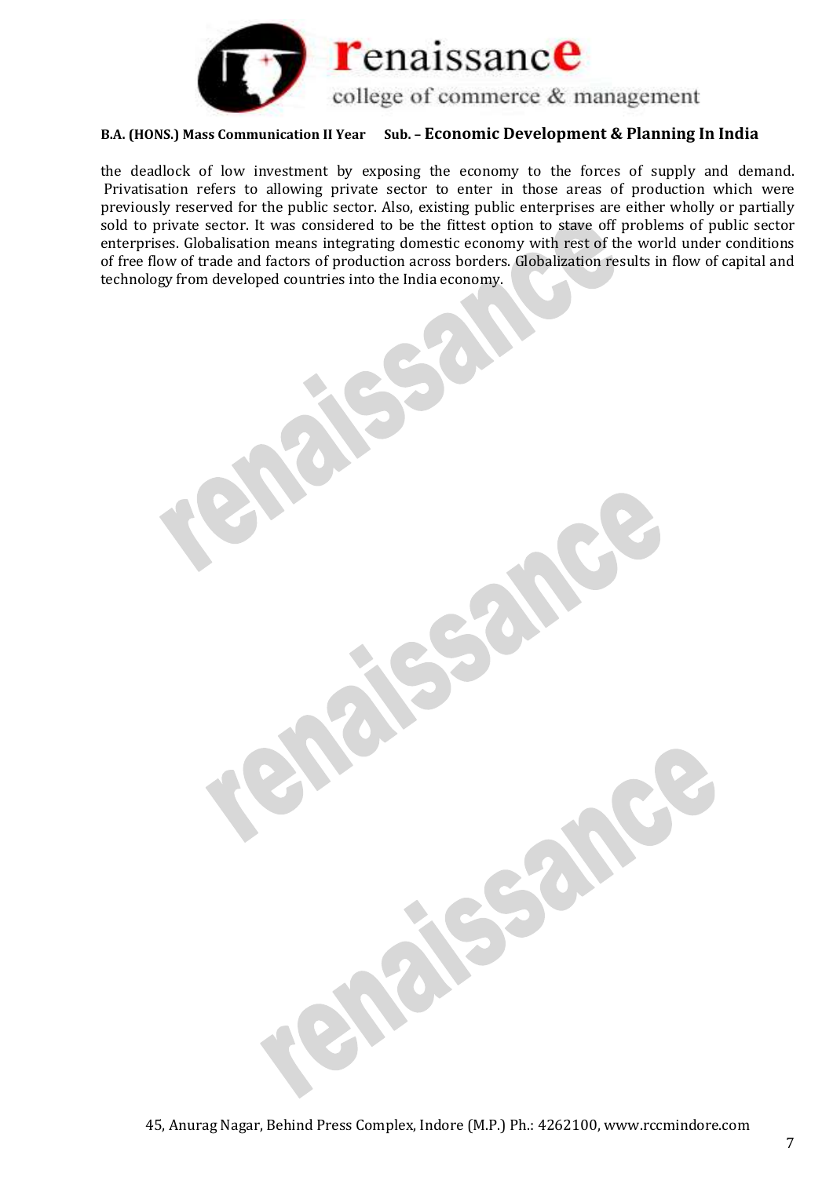the deadlock of low investment by exposing the economy to the forces of supply and demand. Privatisation refers to allowing private sector to enter in those areas of production which were previously reserved for the public sector. Also, existing public enterprises are either wholly or partially sold to private sector. It was considered to be the fittest option to stave off problems of public sector enterprises. Globalisation means integrating domestic economy with rest of the world under conditions of free flow of trade and factors of production across borders. Globalization results in flow of capital and technology from developed countries into the India economy.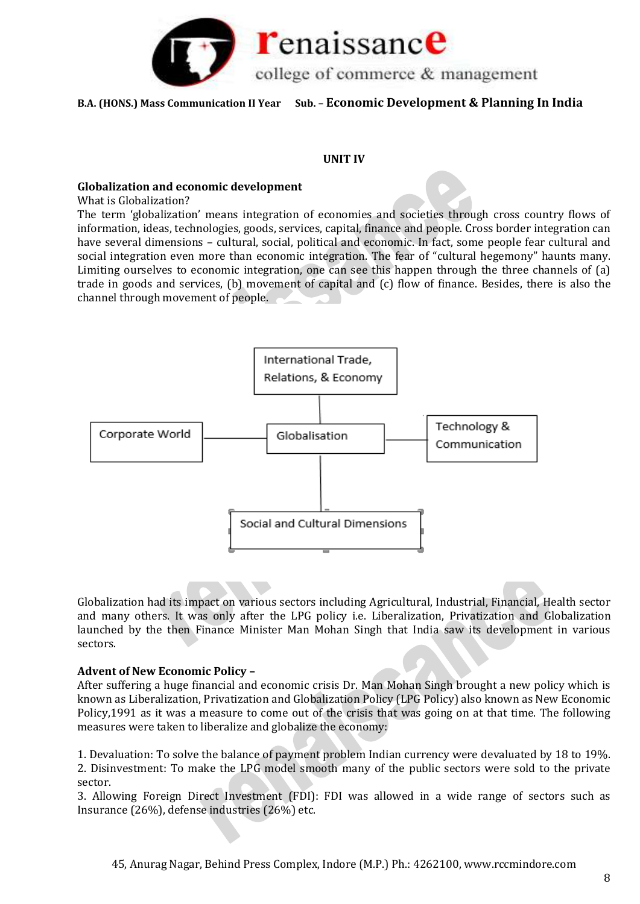B.A. (HONS.) Mass Communication II Year Sub. – **Economic Development & Planning In India**

## UNIT IV

### Globalization and economic development

What is Globalization?

The term 'globalization' means integration of economies and societies through cross country flows of information, ideas, technologies, goods, services, capital, finance and people. Cross border integration can have several dimensions – cultural, social, political and economic. In fact, some people fear cultural and social integration even more than economic integration. The fear of "cultural hegemony" haunts many. Limiting ourselves to economic integration, one can see this happen through the three channels of (a) trade in goods and services, (b) movement of capital and (c) flow of finance. Besides, there is also the channel through movement of people.

International Trade, Relations, & Economy

Corporate World — Globalisation — Technology & Communication

Social and Cultural Dimensions

Globalization had its impact on various sectors including Agricultural, Industrial, Financial, Health sector and many others. It was only after the LPG policy i.e. Liberalization, Privatization and Globalization launched by the then Finance Minister Man Mohan Singh that India saw its development in various sectors.

### Advent of New Economic Policy –

After suffering a huge financial and economic crisis Dr. Man Mohan Singh brought a new policy which is known as Liberalization, Privatization and Globalization Policy (LPG Policy) also known as New Economic Policy,1991 as it was a measure to come out of the crisis that was going on at that time. The following measures were taken to liberalize and globalize the economy:

1. Devaluation: To solve the balance of payment problem Indian currency were devaluated by 18 to 19%.
2. Disinvestment: To make the LPG model smooth many of the public sectors were sold to the private sector.
3. Allowing Foreign Direct Investment (FDI): FDI was allowed in a wide range of sectors such as Insurance (26%), defense industries (26%) etc.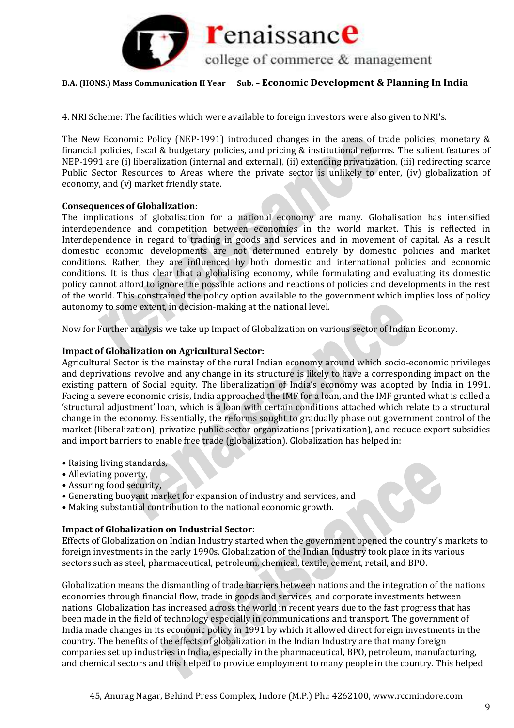4. NRI Scheme: The facilities which were available to foreign investors were also given to NRI's.

The New Economic Policy (NEP-1991) introduced changes in the areas of trade policies, monetary & financial policies, fiscal & budgetary policies, and pricing & institutional reforms. The salient features of NEP-1991 are (i) liberalization (internal and external), (ii) extending privatization, (iii) redirecting scarce Public Sector Resources to Areas where the private sector is unlikely to enter, (iv) globalization of economy, and (v) market friendly state.

**Consequences of Globalization:**
The implications of globalisation for a national economy are many. Globalisation has intensified interdependence and competition between economies in the world market. This is reflected in Interdependence in regard to trading in goods and services and in movement of capital. As a result domestic economic developments are not determined entirely by domestic policies and market conditions. Rather, they are influenced by both domestic and international policies and economic conditions. It is thus clear that a globalising economy, while formulating and evaluating its domestic policy cannot afford to ignore the possible actions and reactions of policies and developments in the rest of the world. This constrained the policy option available to the government which implies loss of policy autonomy to some extent, in decision-making at the national level.

Now for Further analysis we take up Impact of Globalization on various sector of Indian Economy.

**Impact of Globalization on Agricultural Sector:**
Agricultural Sector is the mainstay of the rural Indian economy around which socio-economic privileges and deprivations revolve and any change in its structure is likely to have a corresponding impact on the existing pattern of Social equity. The liberalization of India's economy was adopted by India in 1991. Facing a severe economic crisis, India approached the IMF for a loan, and the IMF granted what is called a 'structural adjustment' loan, which is a loan with certain conditions attached which relate to a structural change in the economy. Essentially, the reforms sought to gradually phase out government control of the market (liberalization), privatize public sector organizations (privatization), and reduce export subsidies and import barriers to enable free trade (globalization). Globalization has helped in:

- Raising living standards,
- Alleviating poverty,
- Assuring food security,
- Generating buoyant market for expansion of industry and services, and
- Making substantial contribution to the national economic growth.

**Impact of Globalization on Industrial Sector:**
Effects of Globalization on Indian Industry started when the government opened the country's markets to foreign investments in the early 1990s. Globalization of the Indian Industry took place in its various sectors such as steel, pharmaceutical, petroleum, chemical, textile, cement, retail, and BPO.

Globalization means the dismantling of trade barriers between nations and the integration of the nations economies through financial flow, trade in goods and services, and corporate investments between nations. Globalization has increased across the world in recent years due to the fast progress that has been made in the field of technology especially in communications and transport. The government of India made changes in its economic policy in 1991 by which it allowed direct foreign investments in the country. The benefits of the effects of globalization in the Indian Industry are that many foreign companies set up industries in India, especially in the pharmaceutical, BPO, petroleum, manufacturing, and chemical sectors and this helped to provide employment to many people in the country. This helped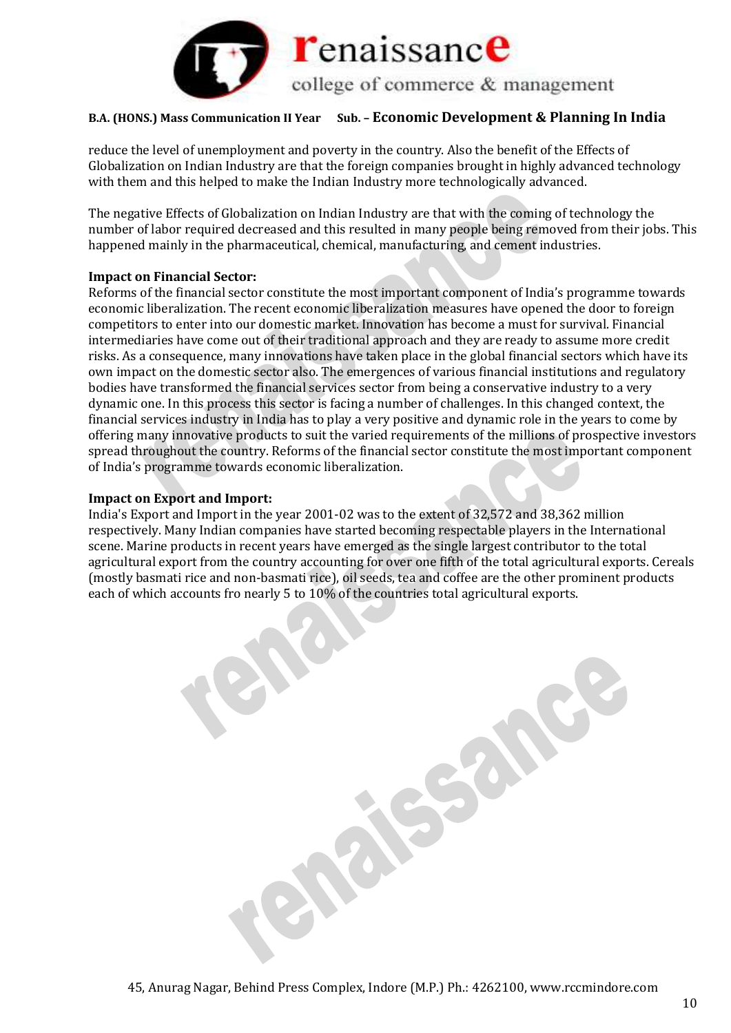reduce the level of unemployment and poverty in the country. Also the benefit of the Effects of Globalization on Indian Industry are that the foreign companies brought in highly advanced technology with them and this helped to make the Indian Industry more technologically advanced.

The negative Effects of Globalization on Indian Industry are that with the coming of technology the number of labor required decreased and this resulted in many people being removed from their jobs. This happened mainly in the pharmaceutical, chemical, manufacturing, and cement industries.

**Impact on Financial Sector:**
Reforms of the financial sector constitute the most important component of India's programme towards economic liberalization. The recent economic liberalization measures have opened the door to foreign competitors to enter into our domestic market. Innovation has become a must for survival. Financial intermediaries have come out of their traditional approach and they are ready to assume more credit risks. As a consequence, many innovations have taken place in the global financial sectors which have its own impact on the domestic sector also. The emergences of various financial institutions and regulatory bodies have transformed the financial services sector from being a conservative industry to a very dynamic one. In this process this sector is facing a number of challenges. In this changed context, the financial services industry in India has to play a very positive and dynamic role in the years to come by offering many innovative products to suit the varied requirements of the millions of prospective investors spread throughout the country. Reforms of the financial sector constitute the most important component of India's programme towards economic liberalization.

**Impact on Export and Import:**
India's Export and Import in the year 2001-02 was to the extent of 32,572 and 38,362 million respectively. Many Indian companies have started becoming respectable players in the International scene. Marine products in recent years have emerged as the single largest contributor to the total agricultural export from the country accounting for over one fifth of the total agricultural exports. Cereals (mostly basmati rice and non-basmati rice), oil seeds, tea and coffee are the other prominent products each of which accounts fro nearly 5 to 10% of the countries total agricultural exports.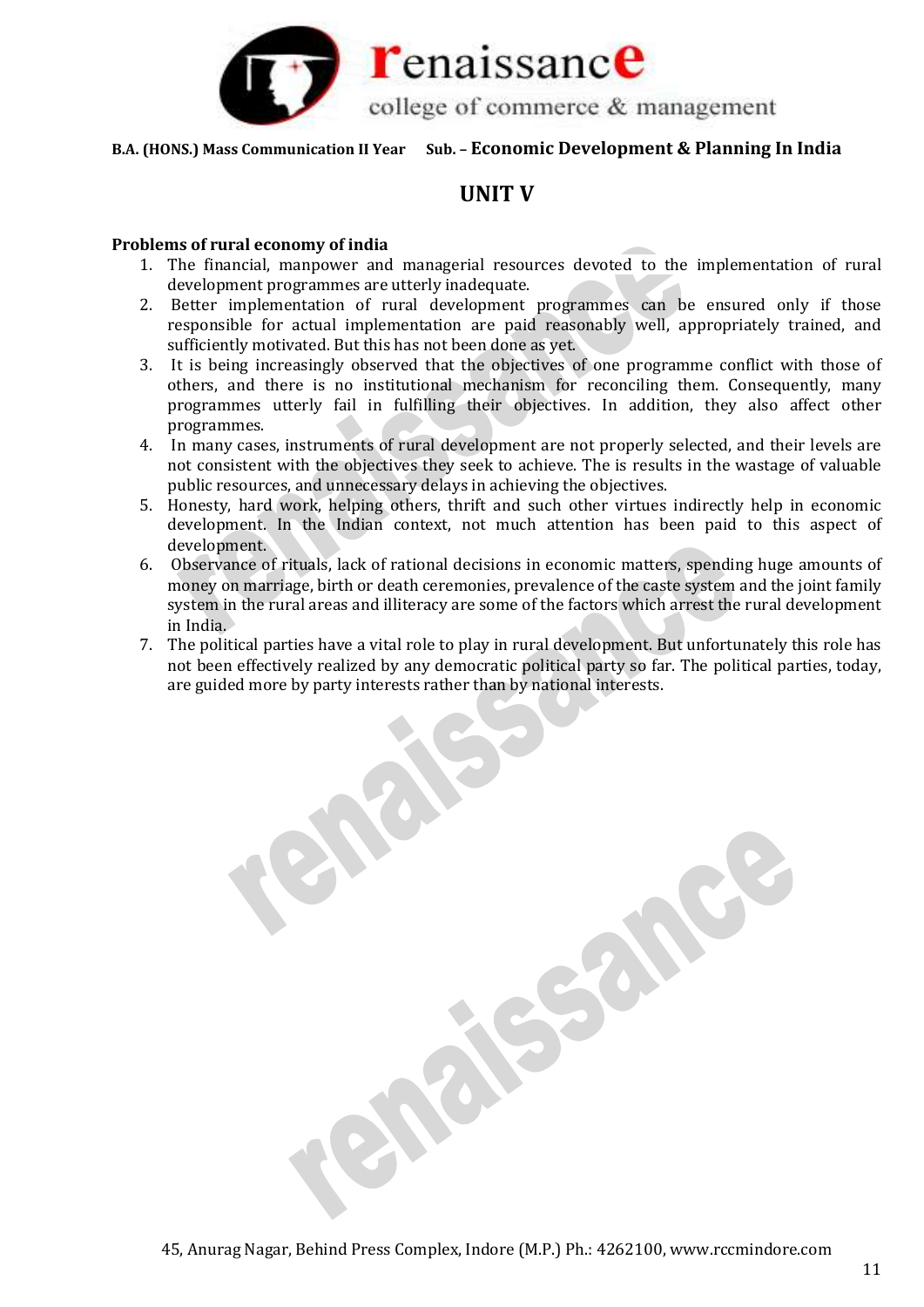# UNIT V

**Problems of rural economy of india**

1. The financial, manpower and managerial resources devoted to the implementation of rural development programmes are utterly inadequate.
2. Better implementation of rural development programmes can be ensured only if those responsible for actual implementation are paid reasonably well, appropriately trained, and sufficiently motivated. But this has not been done as yet.
3. It is being increasingly observed that the objectives of one programme conflict with those of others, and there is no institutional mechanism for reconciling them. Consequently, many programmes utterly fail in fulfilling their objectives. In addition, they also affect other programmes.
4. In many cases, instruments of rural development are not properly selected, and their levels are not consistent with the objectives they seek to achieve. The is results in the wastage of valuable public resources, and unnecessary delays in achieving the objectives.
5. Honesty, hard work, helping others, thrift and such other virtues indirectly help in economic development. In the Indian context, not much attention has been paid to this aspect of development.
6. Observance of rituals, lack of rational decisions in economic matters, spending huge amounts of money on marriage, birth or death ceremonies, prevalence of the caste system and the joint family system in the rural areas and illiteracy are some of the factors which arrest the rural development in India.
7. The political parties have a vital role to play in rural development. But unfortunately this role has not been effectively realized by any democratic political party so far. The political parties, today, are guided more by party interests rather than by national interests.